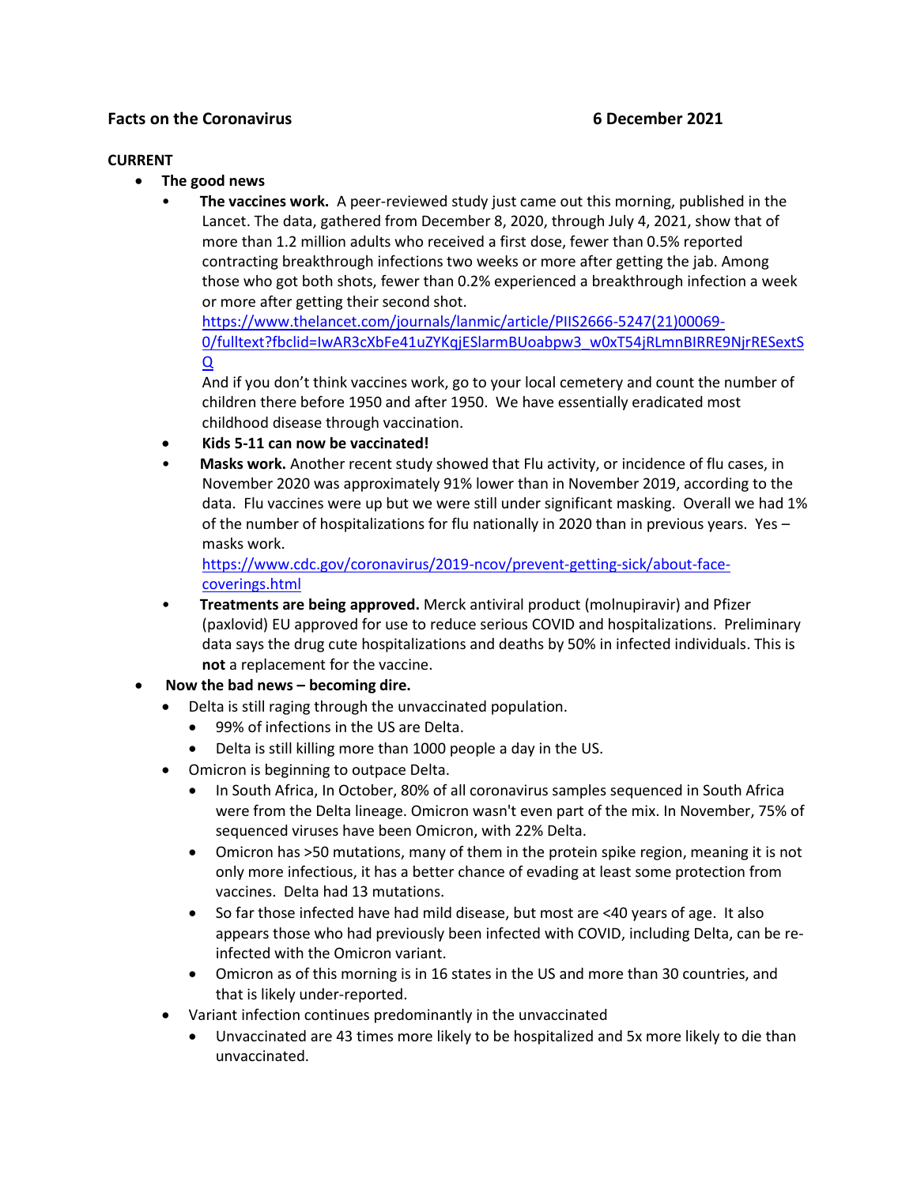**Facts on the Coronavirus** **6 December 2021**

**CURRENT**

- **The good news**
  - **The vaccines work.** A peer-reviewed study just came out this morning, published in the Lancet. The data, gathered from December 8, 2020, through July 4, 2021, show that of more than 1.2 million adults who received a first dose, fewer than 0.5% reported contracting breakthrough infections two weeks or more after getting the jab. Among those who got both shots, fewer than 0.2% experienced a breakthrough infection a week or more after getting their second shot.
    https://www.thelancet.com/journals/lanmic/article/PIIS2666-5247(21)00069-0/fulltext?fbclid=IwAR3cXbFe41uZYKqjESlarmBUoabpw3_w0xT54jRLmnBIRRE9NjrRESextSQ
    And if you don't think vaccines work, go to your local cemetery and count the number of children there before 1950 and after 1950. We have essentially eradicated most childhood disease through vaccination.
  - **Kids 5-11 can now be vaccinated!**
  - **Masks work.** Another recent study showed that Flu activity, or incidence of flu cases, in November 2020 was approximately 91% lower than in November 2019, according to the data. Flu vaccines were up but we were still under significant masking. Overall we had 1% of the number of hospitalizations for flu nationally in 2020 than in previous years. Yes – masks work.
    https://www.cdc.gov/coronavirus/2019-ncov/prevent-getting-sick/about-face-coverings.html
  - **Treatments are being approved.** Merck antiviral product (molnupiravir) and Pfizer (paxlovid) EU approved for use to reduce serious COVID and hospitalizations. Preliminary data says the drug cute hospitalizations and deaths by 50% in infected individuals. This is **not** a replacement for the vaccine.
- **Now the bad news – becoming dire.**
  - Delta is still raging through the unvaccinated population.
    - 99% of infections in the US are Delta.
    - Delta is still killing more than 1000 people a day in the US.
  - Omicron is beginning to outpace Delta.
    - In South Africa, In October, 80% of all coronavirus samples sequenced in South Africa were from the Delta lineage. Omicron wasn't even part of the mix. In November, 75% of sequenced viruses have been Omicron, with 22% Delta.
    - Omicron has >50 mutations, many of them in the protein spike region, meaning it is not only more infectious, it has a better chance of evading at least some protection from vaccines. Delta had 13 mutations.
    - So far those infected have had mild disease, but most are <40 years of age. It also appears those who had previously been infected with COVID, including Delta, can be re-infected with the Omicron variant.
    - Omicron as of this morning is in 16 states in the US and more than 30 countries, and that is likely under-reported.
  - Variant infection continues predominantly in the unvaccinated
    - Unvaccinated are 43 times more likely to be hospitalized and 5x more likely to die than unvaccinated.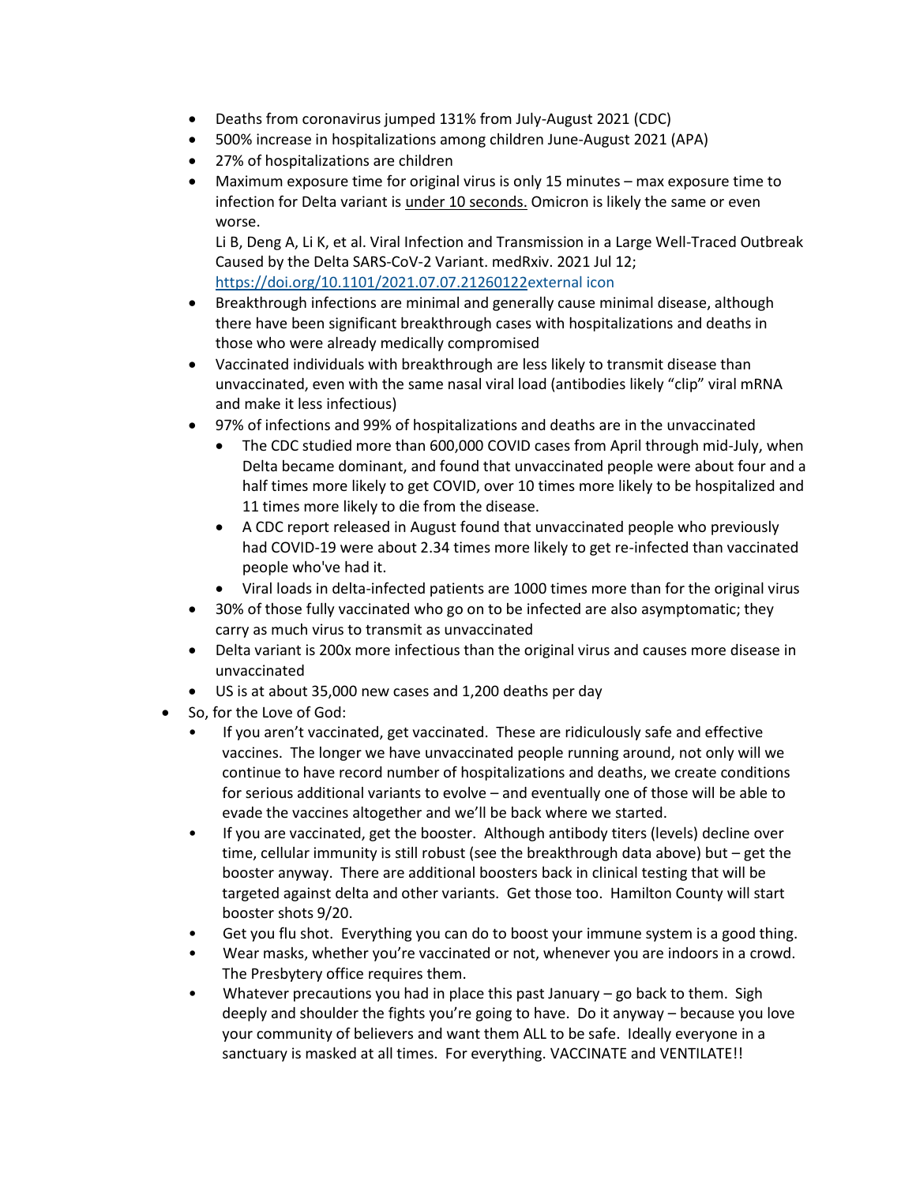- Deaths from coronavirus jumped 131% from July-August 2021 (CDC)
- 500% increase in hospitalizations among children June-August 2021 (APA)
- 27% of hospitalizations are children
- Maximum exposure time for original virus is only 15 minutes – max exposure time to infection for Delta variant is <u>under 10 seconds.</u> Omicron is likely the same or even worse.
  Li B, Deng A, Li K, et al. Viral Infection and Transmission in a Large Well-Traced Outbreak Caused by the Delta SARS-CoV-2 Variant. medRxiv. 2021 Jul 12; [https://doi.org/10.1101/2021.07.07.21260122](https://doi.org/10.1101/2021.07.07.21260122)external icon
- Breakthrough infections are minimal and generally cause minimal disease, although there have been significant breakthrough cases with hospitalizations and deaths in those who were already medically compromised
- Vaccinated individuals with breakthrough are less likely to transmit disease than unvaccinated, even with the same nasal viral load (antibodies likely "clip" viral mRNA and make it less infectious)
- 97% of infections and 99% of hospitalizations and deaths are in the unvaccinated
  - The CDC studied more than 600,000 COVID cases from April through mid-July, when Delta became dominant, and found that unvaccinated people were about four and a half times more likely to get COVID, over 10 times more likely to be hospitalized and 11 times more likely to die from the disease.
  - A CDC report released in August found that unvaccinated people who previously had COVID-19 were about 2.34 times more likely to get re-infected than vaccinated people who've had it.
  - Viral loads in delta-infected patients are 1000 times more than for the original virus
- 30% of those fully vaccinated who go on to be infected are also asymptomatic; they carry as much virus to transmit as unvaccinated
- Delta variant is 200x more infectious than the original virus and causes more disease in unvaccinated
- US is at about 35,000 new cases and 1,200 deaths per day

- So, for the Love of God:
  - If you aren't vaccinated, get vaccinated. These are ridiculously safe and effective vaccines. The longer we have unvaccinated people running around, not only will we continue to have record number of hospitalizations and deaths, we create conditions for serious additional variants to evolve – and eventually one of those will be able to evade the vaccines altogether and we'll be back where we started.
  - If you are vaccinated, get the booster. Although antibody titers (levels) decline over time, cellular immunity is still robust (see the breakthrough data above) but – get the booster anyway. There are additional boosters back in clinical testing that will be targeted against delta and other variants. Get those too. Hamilton County will start booster shots 9/20.
  - Get you flu shot. Everything you can do to boost your immune system is a good thing.
  - Wear masks, whether you're vaccinated or not, whenever you are indoors in a crowd. The Presbytery office requires them.
  - Whatever precautions you had in place this past January – go back to them. Sigh deeply and shoulder the fights you're going to have. Do it anyway – because you love your community of believers and want them ALL to be safe. Ideally everyone in a sanctuary is masked at all times. For everything. VACCINATE and VENTILATE!!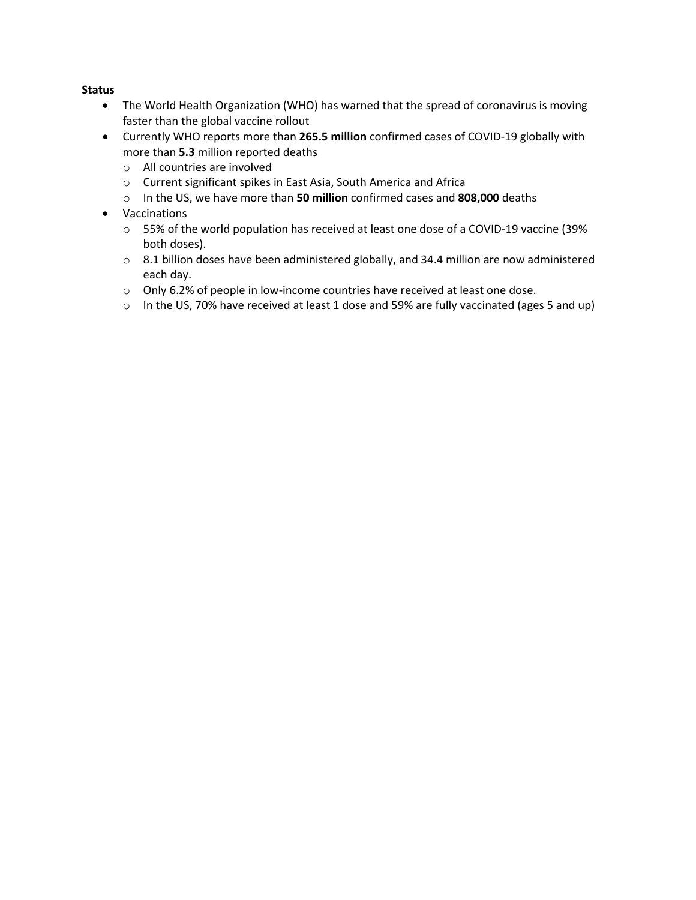**Status**

- The World Health Organization (WHO) has warned that the spread of coronavirus is moving faster than the global vaccine rollout
- Currently WHO reports more than **265.5 million** confirmed cases of COVID-19 globally with more than **5.3** million reported deaths
    - All countries are involved
    - Current significant spikes in East Asia, South America and Africa
    - In the US, we have more than **50 million** confirmed cases and **808,000** deaths
- Vaccinations
    - 55% of the world population has received at least one dose of a COVID-19 vaccine (39% both doses).
    - 8.1 billion doses have been administered globally, and 34.4 million are now administered each day.
    - Only 6.2% of people in low-income countries have received at least one dose.
    - In the US, 70% have received at least 1 dose and 59% are fully vaccinated (ages 5 and up)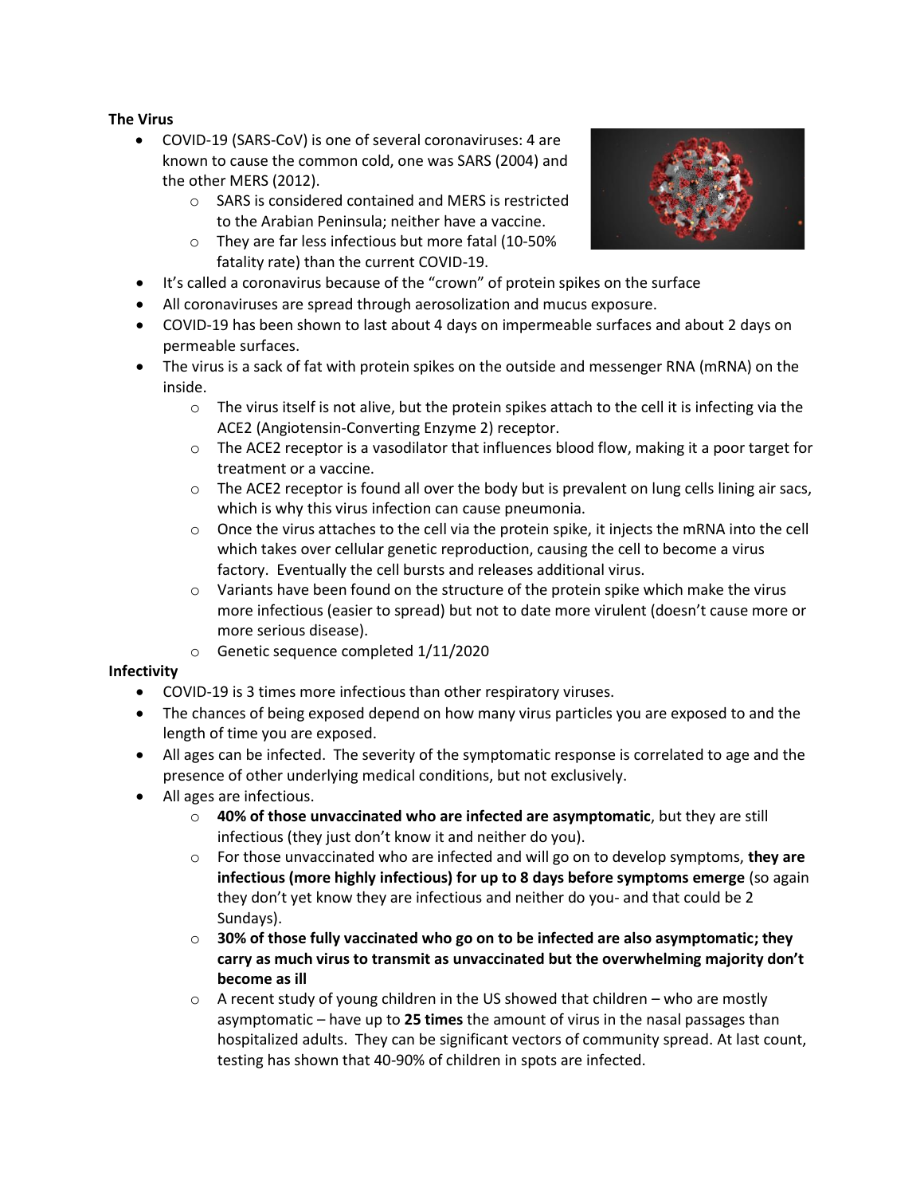**The Virus**

- COVID-19 (SARS-CoV) is one of several coronaviruses: 4 are known to cause the common cold, one was SARS (2004) and the other MERS (2012).
  - SARS is considered contained and MERS is restricted to the Arabian Peninsula; neither have a vaccine.
  - They are far less infectious but more fatal (10-50% fatality rate) than the current COVID-19.
- It's called a coronavirus because of the "crown" of protein spikes on the surface
- All coronaviruses are spread through aerosolization and mucus exposure.
- COVID-19 has been shown to last about 4 days on impermeable surfaces and about 2 days on permeable surfaces.
- The virus is a sack of fat with protein spikes on the outside and messenger RNA (mRNA) on the inside.
  - The virus itself is not alive, but the protein spikes attach to the cell it is infecting via the ACE2 (Angiotensin-Converting Enzyme 2) receptor.
  - The ACE2 receptor is a vasodilator that influences blood flow, making it a poor target for treatment or a vaccine.
  - The ACE2 receptor is found all over the body but is prevalent on lung cells lining air sacs, which is why this virus infection can cause pneumonia.
  - Once the virus attaches to the cell via the protein spike, it injects the mRNA into the cell which takes over cellular genetic reproduction, causing the cell to become a virus factory. Eventually the cell bursts and releases additional virus.
  - Variants have been found on the structure of the protein spike which make the virus more infectious (easier to spread) but not to date more virulent (doesn't cause more or more serious disease).
  - Genetic sequence completed 1/11/2020

**Infectivity**

- COVID-19 is 3 times more infectious than other respiratory viruses.
- The chances of being exposed depend on how many virus particles you are exposed to and the length of time you are exposed.
- All ages can be infected. The severity of the symptomatic response is correlated to age and the presence of other underlying medical conditions, but not exclusively.
- All ages are infectious.
  - **40% of those unvaccinated who are infected are asymptomatic**, but they are still infectious (they just don't know it and neither do you).
  - For those unvaccinated who are infected and will go on to develop symptoms, **they are infectious (more highly infectious) for up to 8 days before symptoms emerge** (so again they don't yet know they are infectious and neither do you- and that could be 2 Sundays).
  - **30% of those fully vaccinated who go on to be infected are also asymptomatic; they carry as much virus to transmit as unvaccinated but the overwhelming majority don't become as ill**
  - A recent study of young children in the US showed that children – who are mostly asymptomatic – have up to **25 times** the amount of virus in the nasal passages than hospitalized adults. They can be significant vectors of community spread. At last count, testing has shown that 40-90% of children in spots are infected.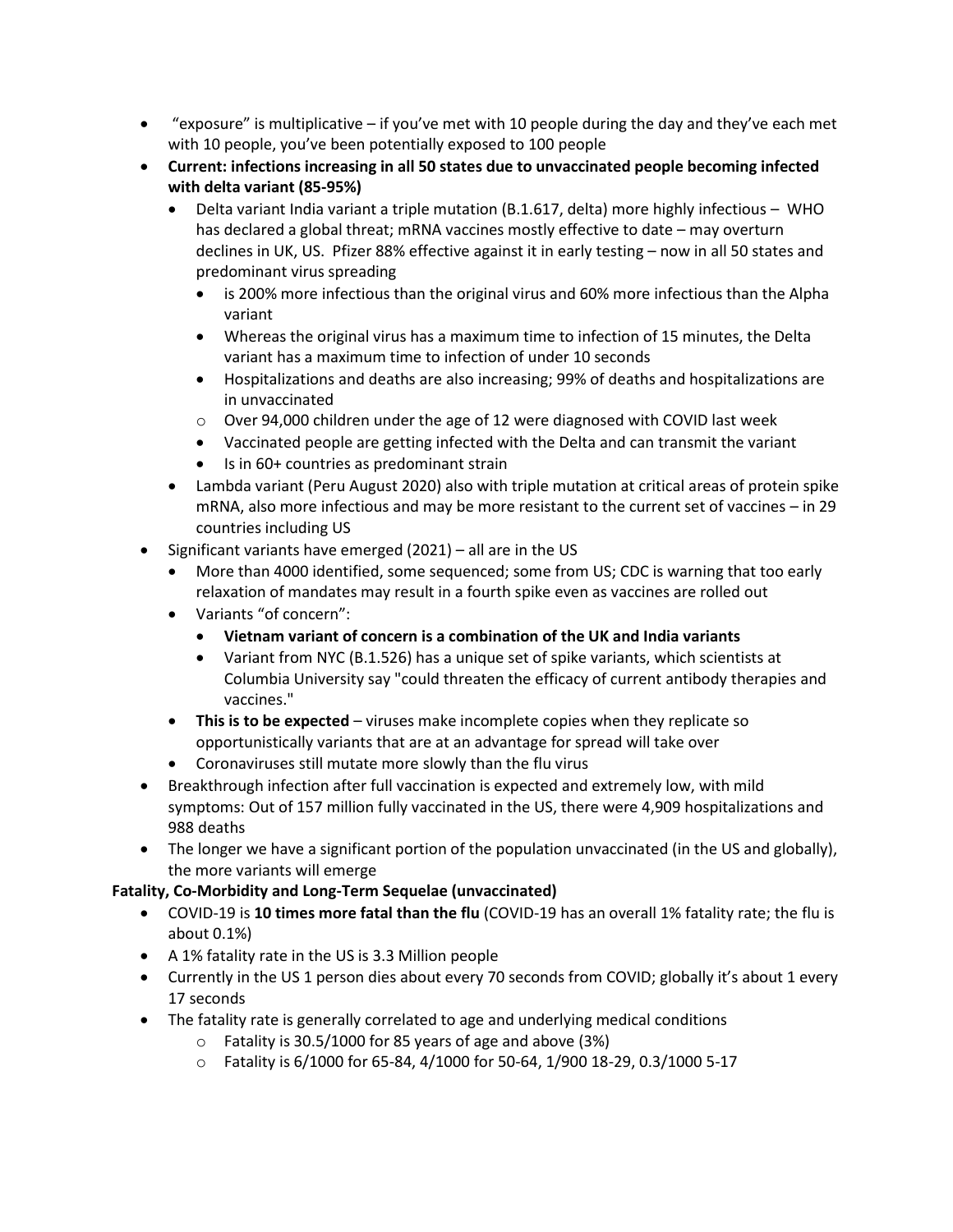- "exposure" is multiplicative – if you've met with 10 people during the day and they've each met with 10 people, you've been potentially exposed to 100 people
- **Current: infections increasing in all 50 states due to unvaccinated people becoming infected with delta variant (85-95%)**
  - Delta variant India variant a triple mutation (B.1.617, delta) more highly infectious – WHO has declared a global threat; mRNA vaccines mostly effective to date – may overturn declines in UK, US. Pfizer 88% effective against it in early testing – now in all 50 states and predominant virus spreading
    - is 200% more infectious than the original virus and 60% more infectious than the Alpha variant
    - Whereas the original virus has a maximum time to infection of 15 minutes, the Delta variant has a maximum time to infection of under 10 seconds
    - Hospitalizations and deaths are also increasing; 99% of deaths and hospitalizations are in unvaccinated
    - Over 94,000 children under the age of 12 were diagnosed with COVID last week
    - Vaccinated people are getting infected with the Delta and can transmit the variant
    - Is in 60+ countries as predominant strain
  - Lambda variant (Peru August 2020) also with triple mutation at critical areas of protein spike mRNA, also more infectious and may be more resistant to the current set of vaccines – in 29 countries including US
- Significant variants have emerged (2021) – all are in the US
  - More than 4000 identified, some sequenced; some from US; CDC is warning that too early relaxation of mandates may result in a fourth spike even as vaccines are rolled out
  - Variants "of concern":
    - **Vietnam variant of concern is a combination of the UK and India variants**
    - Variant from NYC (B.1.526) has a unique set of spike variants, which scientists at Columbia University say "could threaten the efficacy of current antibody therapies and vaccines."
  - **This is to be expected** – viruses make incomplete copies when they replicate so opportunistically variants that are at an advantage for spread will take over
  - Coronaviruses still mutate more slowly than the flu virus
- Breakthrough infection after full vaccination is expected and extremely low, with mild symptoms: Out of 157 million fully vaccinated in the US, there were 4,909 hospitalizations and 988 deaths
- The longer we have a significant portion of the population unvaccinated (in the US and globally), the more variants will emerge

**Fatality, Co-Morbidity and Long-Term Sequelae (unvaccinated)**

- COVID-19 is **10 times more fatal than the flu** (COVID-19 has an overall 1% fatality rate; the flu is about 0.1%)
- A 1% fatality rate in the US is 3.3 Million people
- Currently in the US 1 person dies about every 70 seconds from COVID; globally it's about 1 every 17 seconds
- The fatality rate is generally correlated to age and underlying medical conditions
  - Fatality is 30.5/1000 for 85 years of age and above (3%)
  - Fatality is 6/1000 for 65-84, 4/1000 for 50-64, 1/900 18-29, 0.3/1000 5-17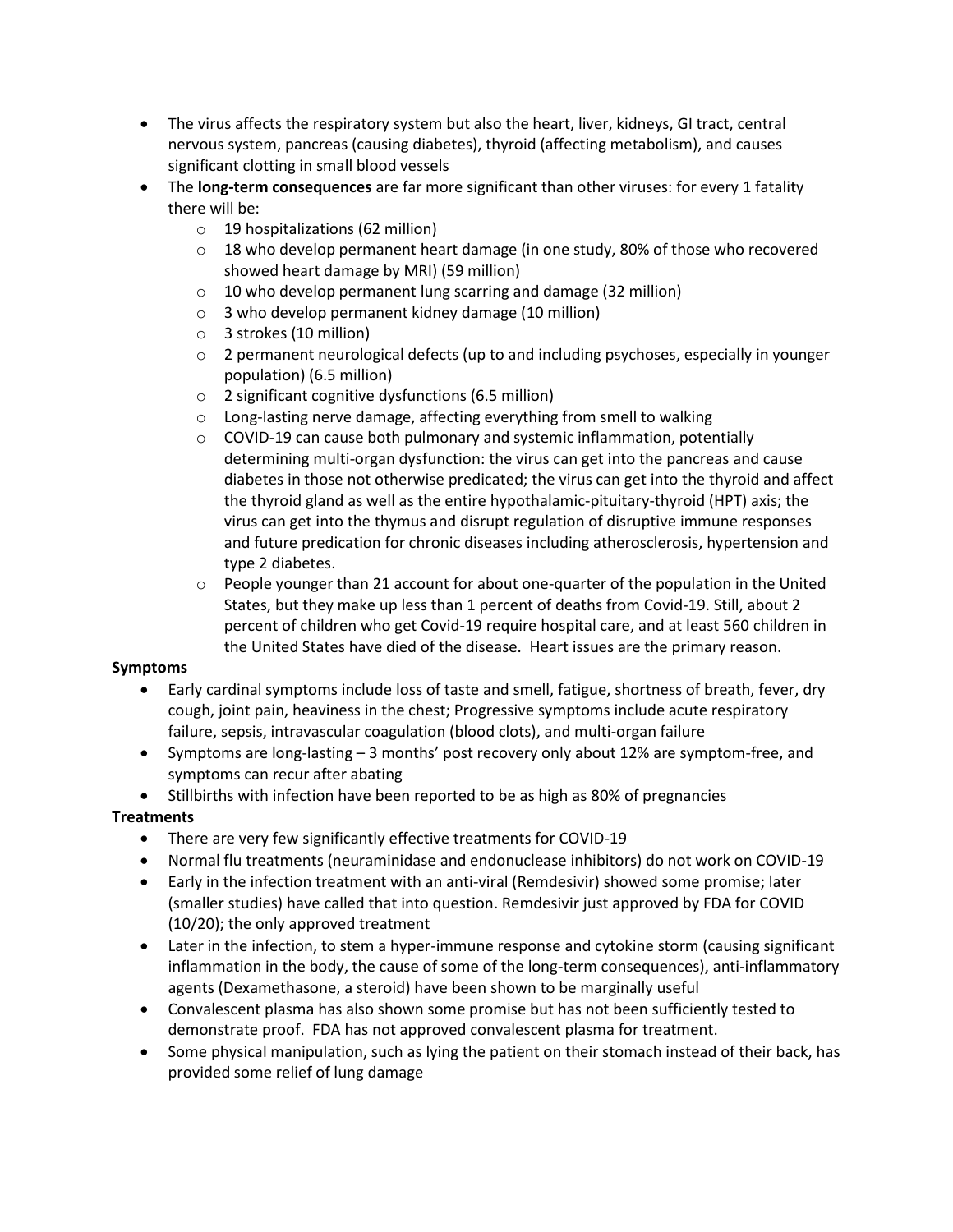- The virus affects the respiratory system but also the heart, liver, kidneys, GI tract, central nervous system, pancreas (causing diabetes), thyroid (affecting metabolism), and causes significant clotting in small blood vessels
- The **long-term consequences** are far more significant than other viruses: for every 1 fatality there will be:
  - 19 hospitalizations (62 million)
  - 18 who develop permanent heart damage (in one study, 80% of those who recovered showed heart damage by MRI) (59 million)
  - 10 who develop permanent lung scarring and damage (32 million)
  - 3 who develop permanent kidney damage (10 million)
  - 3 strokes (10 million)
  - 2 permanent neurological defects (up to and including psychoses, especially in younger population) (6.5 million)
  - 2 significant cognitive dysfunctions (6.5 million)
  - Long-lasting nerve damage, affecting everything from smell to walking
  - COVID-19 can cause both pulmonary and systemic inflammation, potentially determining multi-organ dysfunction: the virus can get into the pancreas and cause diabetes in those not otherwise predicated; the virus can get into the thyroid and affect the thyroid gland as well as the entire hypothalamic-pituitary-thyroid (HPT) axis; the virus can get into the thymus and disrupt regulation of disruptive immune responses and future predication for chronic diseases including atherosclerosis, hypertension and type 2 diabetes.
  - People younger than 21 account for about one-quarter of the population in the United States, but they make up less than 1 percent of deaths from Covid-19. Still, about 2 percent of children who get Covid-19 require hospital care, and at least 560 children in the United States have died of the disease. Heart issues are the primary reason.

**Symptoms**

- Early cardinal symptoms include loss of taste and smell, fatigue, shortness of breath, fever, dry cough, joint pain, heaviness in the chest; Progressive symptoms include acute respiratory failure, sepsis, intravascular coagulation (blood clots), and multi-organ failure
- Symptoms are long-lasting – 3 months' post recovery only about 12% are symptom-free, and symptoms can recur after abating
- Stillbirths with infection have been reported to be as high as 80% of pregnancies

**Treatments**

- There are very few significantly effective treatments for COVID-19
- Normal flu treatments (neuraminidase and endonuclease inhibitors) do not work on COVID-19
- Early in the infection treatment with an anti-viral (Remdesivir) showed some promise; later (smaller studies) have called that into question. Remdesivir just approved by FDA for COVID (10/20); the only approved treatment
- Later in the infection, to stem a hyper-immune response and cytokine storm (causing significant inflammation in the body, the cause of some of the long-term consequences), anti-inflammatory agents (Dexamethasone, a steroid) have been shown to be marginally useful
- Convalescent plasma has also shown some promise but has not been sufficiently tested to demonstrate proof. FDA has not approved convalescent plasma for treatment.
- Some physical manipulation, such as lying the patient on their stomach instead of their back, has provided some relief of lung damage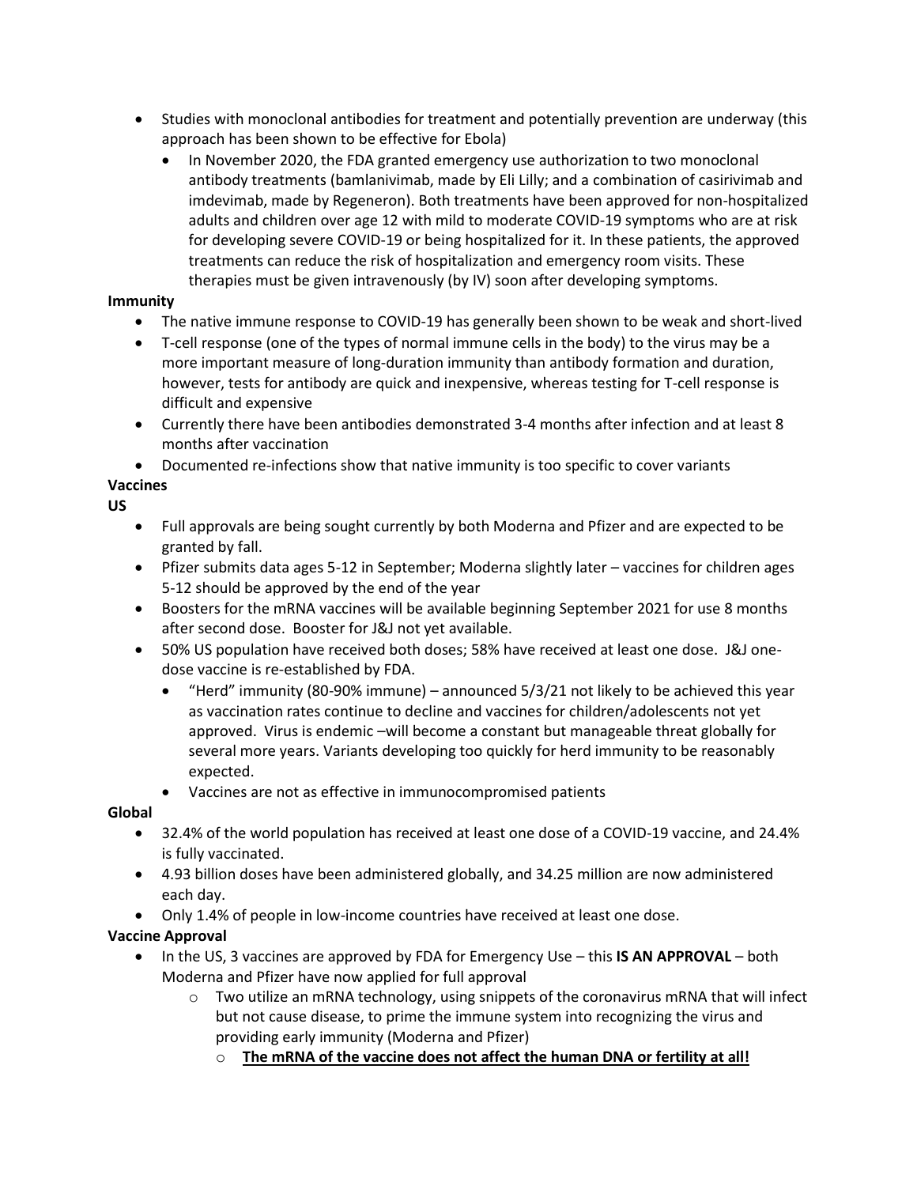- Studies with monoclonal antibodies for treatment and potentially prevention are underway (this approach has been shown to be effective for Ebola)
  - In November 2020, the FDA granted emergency use authorization to two monoclonal antibody treatments (bamlanivimab, made by Eli Lilly; and a combination of casirivimab and imdevimab, made by Regeneron). Both treatments have been approved for non-hospitalized adults and children over age 12 with mild to moderate COVID-19 symptoms who are at risk for developing severe COVID-19 or being hospitalized for it. In these patients, the approved treatments can reduce the risk of hospitalization and emergency room visits. These therapies must be given intravenously (by IV) soon after developing symptoms.

**Immunity**

- The native immune response to COVID-19 has generally been shown to be weak and short-lived
- T-cell response (one of the types of normal immune cells in the body) to the virus may be a more important measure of long-duration immunity than antibody formation and duration, however, tests for antibody are quick and inexpensive, whereas testing for T-cell response is difficult and expensive
- Currently there have been antibodies demonstrated 3-4 months after infection and at least 8 months after vaccination
- Documented re-infections show that native immunity is too specific to cover variants

**Vaccines**

**US**

- Full approvals are being sought currently by both Moderna and Pfizer and are expected to be granted by fall.
- Pfizer submits data ages 5-12 in September; Moderna slightly later – vaccines for children ages 5-12 should be approved by the end of the year
- Boosters for the mRNA vaccines will be available beginning September 2021 for use 8 months after second dose. Booster for J&J not yet available.
- 50% US population have received both doses; 58% have received at least one dose. J&J one-dose vaccine is re-established by FDA.
  - "Herd" immunity (80-90% immune) – announced 5/3/21 not likely to be achieved this year as vaccination rates continue to decline and vaccines for children/adolescents not yet approved. Virus is endemic –will become a constant but manageable threat globally for several more years. Variants developing too quickly for herd immunity to be reasonably expected.
  - Vaccines are not as effective in immunocompromised patients

**Global**

- 32.4% of the world population has received at least one dose of a COVID-19 vaccine, and 24.4% is fully vaccinated.
- 4.93 billion doses have been administered globally, and 34.25 million are now administered each day.
- Only 1.4% of people in low-income countries have received at least one dose.

**Vaccine Approval**

- In the US, 3 vaccines are approved by FDA for Emergency Use – this **IS AN APPROVAL** – both Moderna and Pfizer have now applied for full approval
  - Two utilize an mRNA technology, using snippets of the coronavirus mRNA that will infect but not cause disease, to prime the immune system into recognizing the virus and providing early immunity (Moderna and Pfizer)
  - **<u>The mRNA of the vaccine does not affect the human DNA or fertility at all!</u>**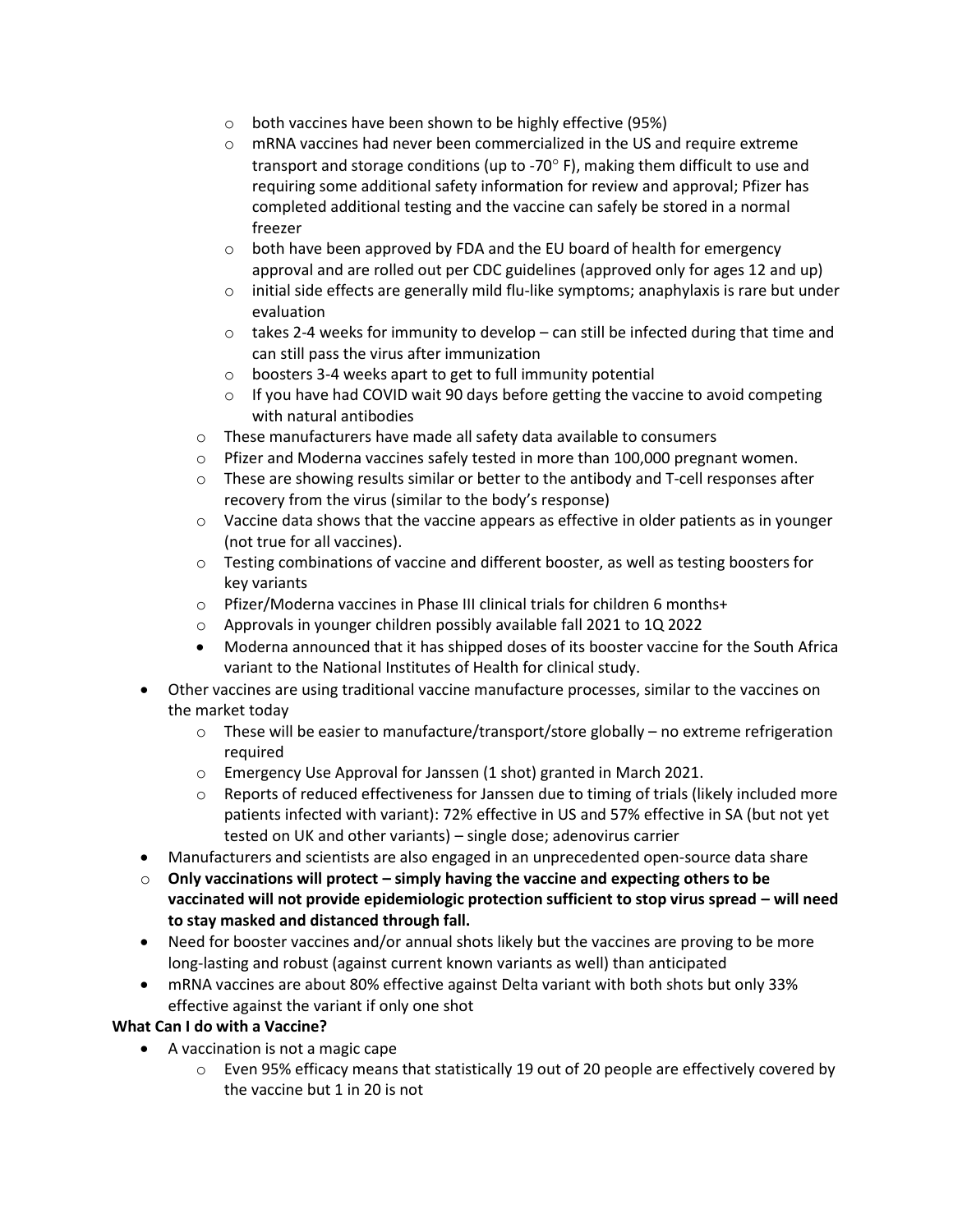- both vaccines have been shown to be highly effective (95%)
        - mRNA vaccines had never been commercialized in the US and require extreme transport and storage conditions (up to -70° F), making them difficult to use and requiring some additional safety information for review and approval; Pfizer has completed additional testing and the vaccine can safely be stored in a normal freezer
        - both have been approved by FDA and the EU board of health for emergency approval and are rolled out per CDC guidelines (approved only for ages 12 and up)
        - initial side effects are generally mild flu-like symptoms; anaphylaxis is rare but under evaluation
        - takes 2-4 weeks for immunity to develop – can still be infected during that time and can still pass the virus after immunization
        - boosters 3-4 weeks apart to get to full immunity potential
        - If you have had COVID wait 90 days before getting the vaccine to avoid competing with natural antibodies
    - These manufacturers have made all safety data available to consumers
    - Pfizer and Moderna vaccines safely tested in more than 100,000 pregnant women.
    - These are showing results similar or better to the antibody and T-cell responses after recovery from the virus (similar to the body's response)
    - Vaccine data shows that the vaccine appears as effective in older patients as in younger (not true for all vaccines).
    - Testing combinations of vaccine and different booster, as well as testing boosters for key variants
    - Pfizer/Moderna vaccines in Phase III clinical trials for children 6 months+
    - Approvals in younger children possibly available fall 2021 to 1Q 2022
    - Moderna announced that it has shipped doses of its booster vaccine for the South Africa variant to the National Institutes of Health for clinical study.
- Other vaccines are using traditional vaccine manufacture processes, similar to the vaccines on the market today
    - These will be easier to manufacture/transport/store globally – no extreme refrigeration required
    - Emergency Use Approval for Janssen (1 shot) granted in March 2021.
    - Reports of reduced effectiveness for Janssen due to timing of trials (likely included more patients infected with variant): 72% effective in US and 57% effective in SA (but not yet tested on UK and other variants) – single dose; adenovirus carrier
- Manufacturers and scientists are also engaged in an unprecedented open-source data share
- **Only vaccinations will protect – simply having the vaccine and expecting others to be vaccinated will not provide epidemiologic protection sufficient to stop virus spread – will need to stay masked and distanced through fall.**
- Need for booster vaccines and/or annual shots likely but the vaccines are proving to be more long-lasting and robust (against current known variants as well) than anticipated
- mRNA vaccines are about 80% effective against Delta variant with both shots but only 33% effective against the variant if only one shot

**What Can I do with a Vaccine?**

- A vaccination is not a magic cape
    - Even 95% efficacy means that statistically 19 out of 20 people are effectively covered by the vaccine but 1 in 20 is not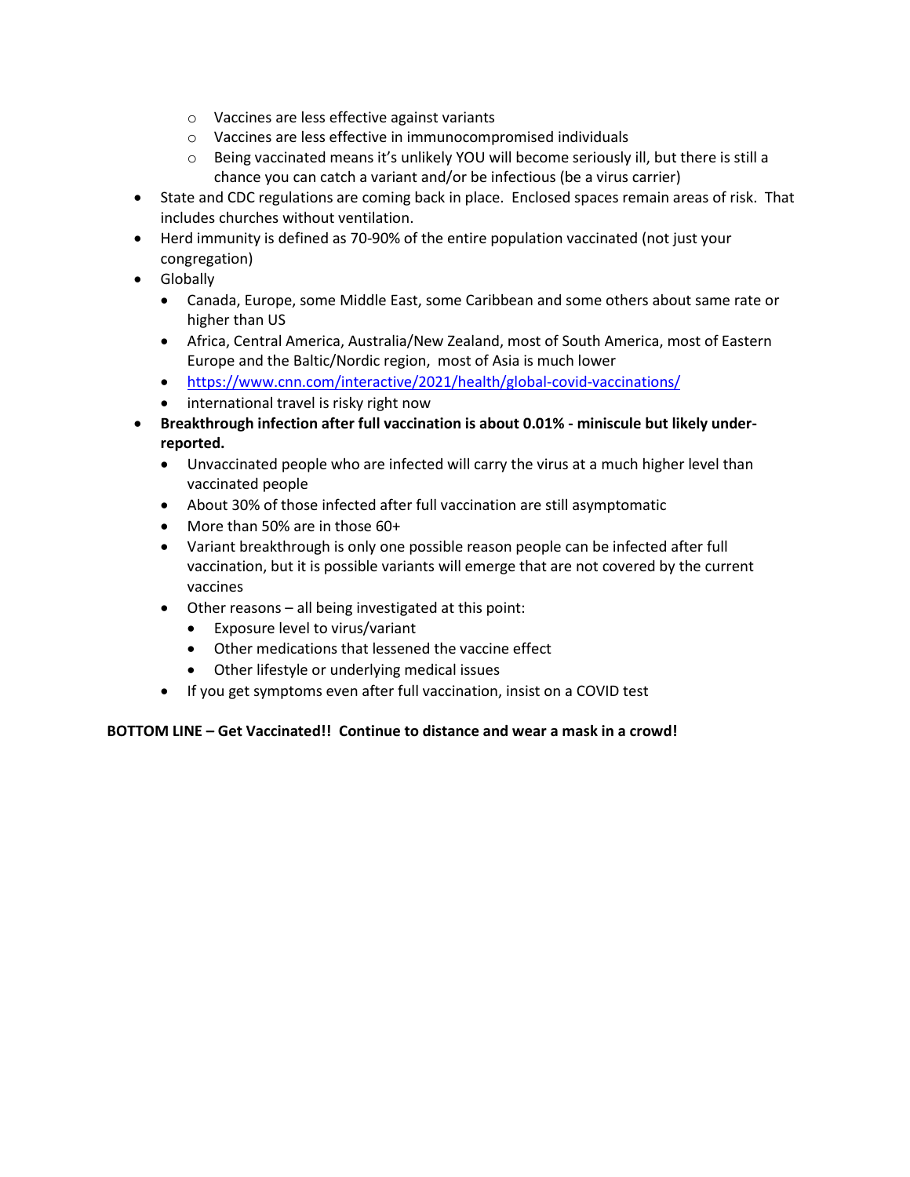- Vaccines are less effective against variants
    - Vaccines are less effective in immunocompromised individuals
    - Being vaccinated means it's unlikely YOU will become seriously ill, but there is still a chance you can catch a variant and/or be infectious (be a virus carrier)
- State and CDC regulations are coming back in place. Enclosed spaces remain areas of risk. That includes churches without ventilation.
- Herd immunity is defined as 70-90% of the entire population vaccinated (not just your congregation)
- Globally
    - Canada, Europe, some Middle East, some Caribbean and some others about same rate or higher than US
    - Africa, Central America, Australia/New Zealand, most of South America, most of Eastern Europe and the Baltic/Nordic region, most of Asia is much lower
    - [https://www.cnn.com/interactive/2021/health/global-covid-vaccinations/](https://www.cnn.com/interactive/2021/health/global-covid-vaccinations/)
    - international travel is risky right now
- **Breakthrough infection after full vaccination is about 0.01% - miniscule but likely under-reported.**
    - Unvaccinated people who are infected will carry the virus at a much higher level than vaccinated people
    - About 30% of those infected after full vaccination are still asymptomatic
    - More than 50% are in those 60+
    - Variant breakthrough is only one possible reason people can be infected after full vaccination, but it is possible variants will emerge that are not covered by the current vaccines
    - Other reasons – all being investigated at this point:
        - Exposure level to virus/variant
        - Other medications that lessened the vaccine effect
        - Other lifestyle or underlying medical issues
    - If you get symptoms even after full vaccination, insist on a COVID test

**BOTTOM LINE – Get Vaccinated!! Continue to distance and wear a mask in a crowd!**